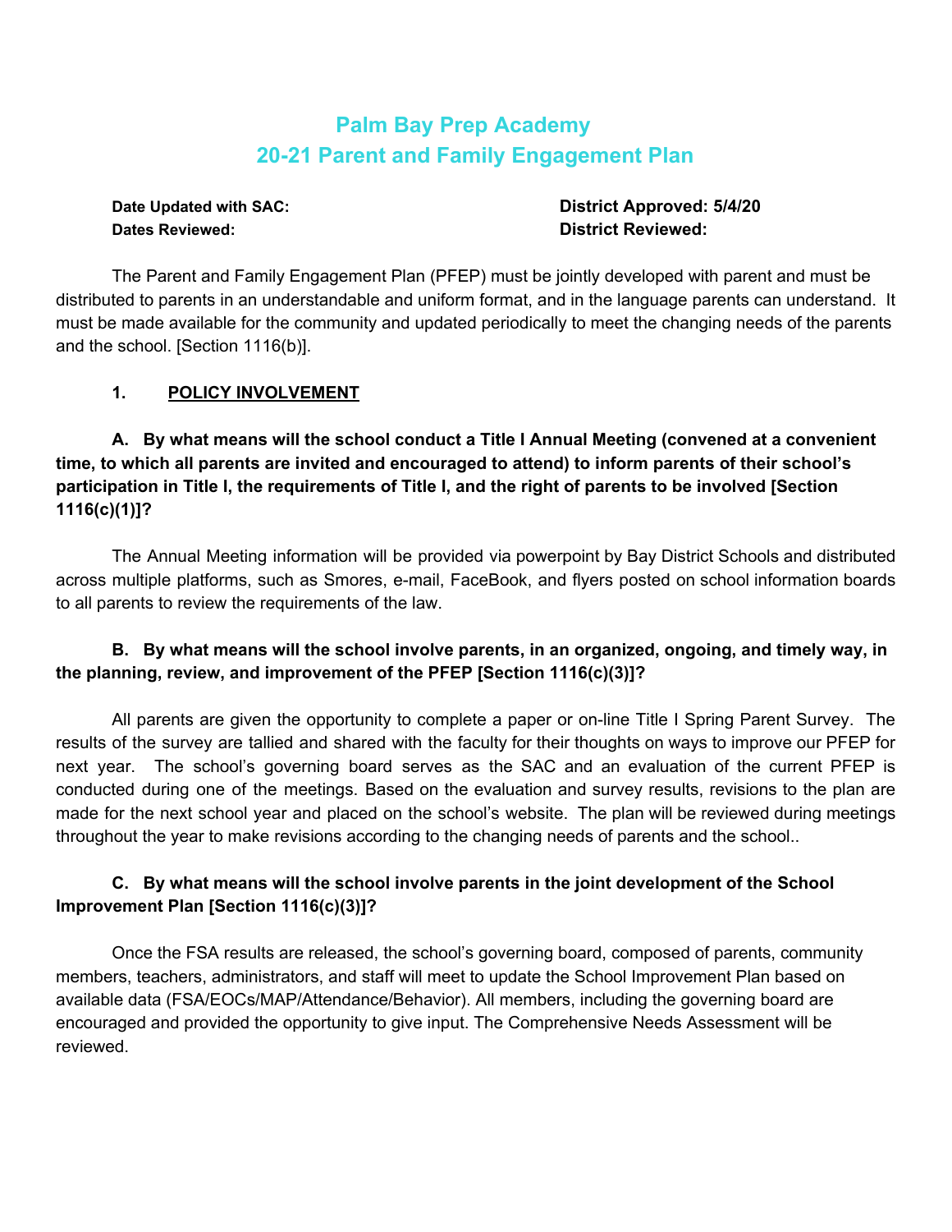# Palm Bay Prep Academy
# 20-21 Parent and Family Engagement Plan

**Date Updated with SAC:** 
**Dates Reviewed:**

**District Approved: 5/4/20**
**District Reviewed:**

The Parent and Family Engagement Plan (PFEP) must be jointly developed with parent and must be distributed to parents in an understandable and uniform format, and in the language parents can understand. It must be made available for the community and updated periodically to meet the changing needs of the parents and the school. [Section 1116(b)].

## 1. POLICY INVOLVEMENT

**A. By what means will the school conduct a Title I Annual Meeting (convened at a convenient time, to which all parents are invited and encouraged to attend) to inform parents of their school's participation in Title I, the requirements of Title I, and the right of parents to be involved [Section 1116(c)(1)]?**

The Annual Meeting information will be provided via powerpoint by Bay District Schools and distributed across multiple platforms, such as Smores, e-mail, FaceBook, and flyers posted on school information boards to all parents to review the requirements of the law.

**B. By what means will the school involve parents, in an organized, ongoing, and timely way, in the planning, review, and improvement of the PFEP [Section 1116(c)(3)]?**

All parents are given the opportunity to complete a paper or on-line Title I Spring Parent Survey. The results of the survey are tallied and shared with the faculty for their thoughts on ways to improve our PFEP for next year. The school's governing board serves as the SAC and an evaluation of the current PFEP is conducted during one of the meetings. Based on the evaluation and survey results, revisions to the plan are made for the next school year and placed on the school's website. The plan will be reviewed during meetings throughout the year to make revisions according to the changing needs of parents and the school..

**C. By what means will the school involve parents in the joint development of the School Improvement Plan [Section 1116(c)(3)]?**

Once the FSA results are released, the school's governing board, composed of parents, community members, teachers, administrators, and staff will meet to update the School Improvement Plan based on available data (FSA/EOCs/MAP/Attendance/Behavior). All members, including the governing board are encouraged and provided the opportunity to give input. The Comprehensive Needs Assessment will be reviewed.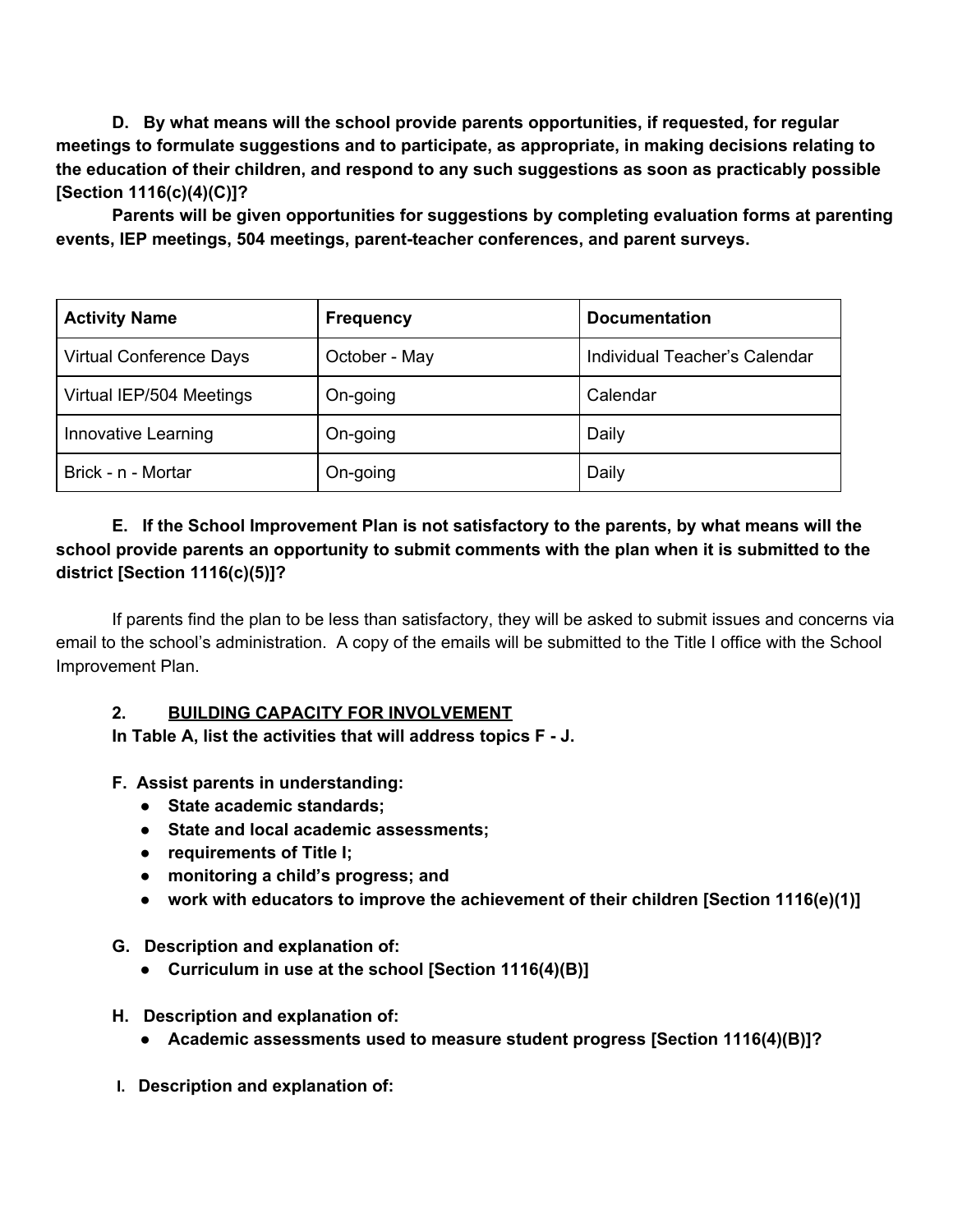**D. By what means will the school provide parents opportunities, if requested, for regular meetings to formulate suggestions and to participate, as appropriate, in making decisions relating to the education of their children, and respond to any such suggestions as soon as practicably possible [Section 1116(c)(4)(C)]?**

**Parents will be given opportunities for suggestions by completing evaluation forms at parenting events, IEP meetings, 504 meetings, parent-teacher conferences, and parent surveys.**

| Activity Name | Frequency | Documentation |
|---|---|---|
| Virtual Conference Days | October - May | Individual Teacher's Calendar |
| Virtual IEP/504 Meetings | On-going | Calendar |
| Innovative Learning | On-going | Daily |
| Brick - n - Mortar | On-going | Daily |

**E. If the School Improvement Plan is not satisfactory to the parents, by what means will the school provide parents an opportunity to submit comments with the plan when it is submitted to the district [Section 1116(c)(5)]?**

If parents find the plan to be less than satisfactory, they will be asked to submit issues and concerns via email to the school's administration. A copy of the emails will be submitted to the Title I office with the School Improvement Plan.

## 2. BUILDING CAPACITY FOR INVOLVEMENT

**In Table A, list the activities that will address topics F - J.**

**F. Assist parents in understanding:**

- **State academic standards;**
- **State and local academic assessments;**
- **requirements of Title I;**
- **monitoring a child's progress; and**
- **work with educators to improve the achievement of their children [Section 1116(e)(1)]**

**G. Description and explanation of:**

- **Curriculum in use at the school [Section 1116(4)(B)]**

**H. Description and explanation of:**

- **Academic assessments used to measure student progress [Section 1116(4)(B)]?**

**I. Description and explanation of:**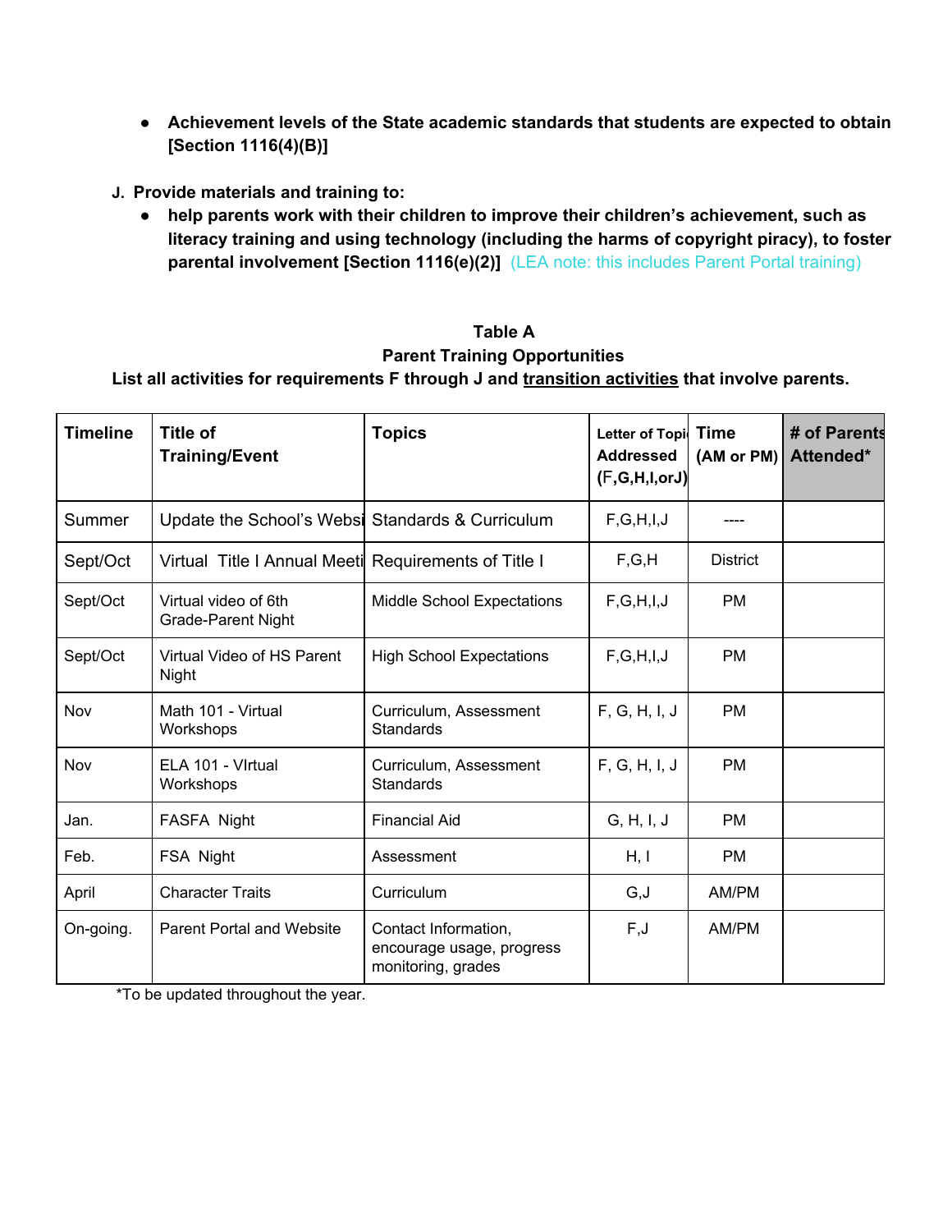- **Achievement levels of the State academic standards that students are expected to obtain [Section 1116(4)(B)]**

**J. Provide materials and training to:**

- **help parents work with their children to improve their children's achievement, such as literacy training and using technology (including the harms of copyright piracy), to foster parental involvement [Section 1116(e)(2)]** (LEA note: this includes Parent Portal training)

**Table A**
**Parent Training Opportunities**
**List all activities for requirements F through J and <u>transition activities</u> that involve parents.**

| Timeline | Title of Training/Event | Topics | Letter of Topic Addressed (F,G,H,I,orJ) | Time (AM or PM) | # of Parents Attended* |
|---|---|---|---|---|---|
| Summer | Update the School's Websi | Standards & Curriculum | F,G,H,I,J | ---- | |
| Sept/Oct | Virtual Title I Annual Meeti | Requirements of Title I | F,G,H | District | |
| Sept/Oct | Virtual video of 6th Grade-Parent Night | Middle School Expectations | F,G,H,I,J | PM | |
| Sept/Oct | Virtual Video of HS Parent Night | High School Expectations | F,G,H,I,J | PM | |
| Nov | Math 101 - Virtual Workshops | Curriculum, Assessment Standards | F, G, H, I, J | PM | |
| Nov | ELA 101 - VIrtual Workshops | Curriculum, Assessment Standards | F, G, H, I, J | PM | |
| Jan. | FASFA Night | Financial Aid | G, H, I, J | PM | |
| Feb. | FSA Night | Assessment | H, I | PM | |
| April | Character Traits | Curriculum | G,J | AM/PM | |
| On-going. | Parent Portal and Website | Contact Information, encourage usage, progress monitoring, grades | F,J | AM/PM | |

*To be updated throughout the year.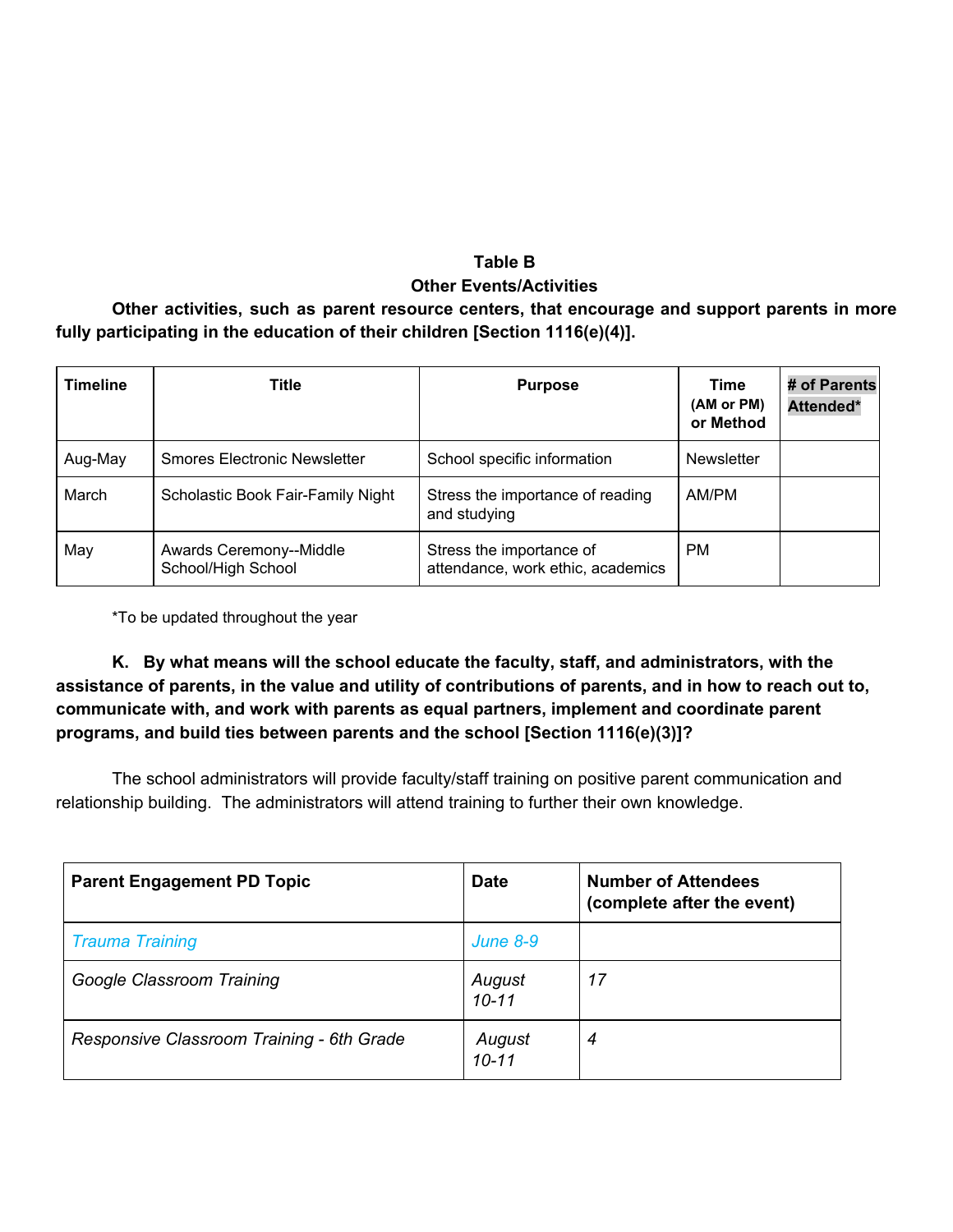**Table B**

**Other Events/Activities**

**Other activities, such as parent resource centers, that encourage and support parents in more fully participating in the education of their children [Section 1116(e)(4)].**

| **Timeline** | **Title** | **Purpose** | **Time (AM or PM) or Method** | **# of Parents Attended*** |
|---|---|---|---|---|
| Aug-May | Smores Electronic Newsletter | School specific information | Newsletter | |
| March | Scholastic Book Fair-Family Night | Stress the importance of reading and studying | AM/PM | |
| May | Awards Ceremony--Middle School/High School | Stress the importance of attendance, work ethic, academics | PM | |

*To be updated throughout the year

**K. By what means will the school educate the faculty, staff, and administrators, with the assistance of parents, in the value and utility of contributions of parents, and in how to reach out to, communicate with, and work with parents as equal partners, implement and coordinate parent programs, and build ties between parents and the school [Section 1116(e)(3)]?**

The school administrators will provide faculty/staff training on positive parent communication and relationship building. The administrators will attend training to further their own knowledge.

| **Parent Engagement PD Topic** | **Date** | **Number of Attendees (complete after the event)** |
|---|---|---|
| *Trauma Training* | *June 8-9* | |
| *Google Classroom Training* | *August 10-11* | *17* |
| *Responsive Classroom Training - 6th Grade* | *August 10-11* | *4* |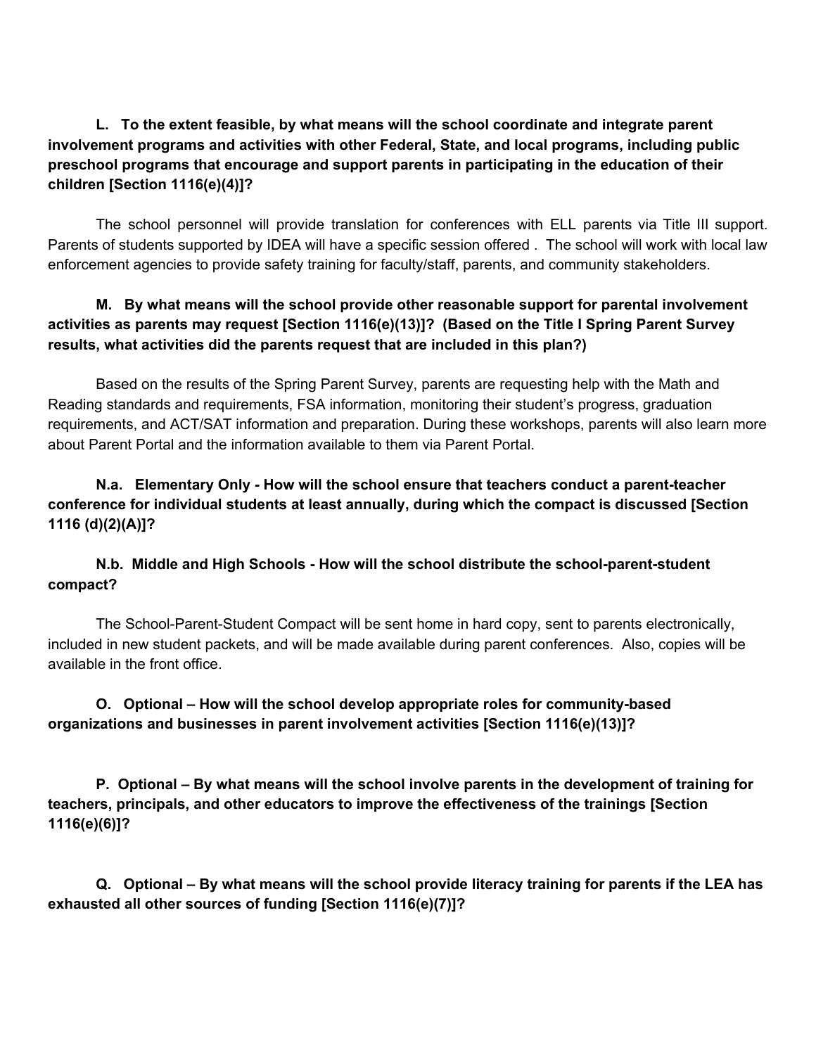**L. To the extent feasible, by what means will the school coordinate and integrate parent involvement programs and activities with other Federal, State, and local programs, including public preschool programs that encourage and support parents in participating in the education of their children [Section 1116(e)(4)]?**

The school personnel will provide translation for conferences with ELL parents via Title III support. Parents of students supported by IDEA will have a specific session offered . The school will work with local law enforcement agencies to provide safety training for faculty/staff, parents, and community stakeholders.

**M. By what means will the school provide other reasonable support for parental involvement activities as parents may request [Section 1116(e)(13)]? (Based on the Title I Spring Parent Survey results, what activities did the parents request that are included in this plan?)**

Based on the results of the Spring Parent Survey, parents are requesting help with the Math and Reading standards and requirements, FSA information, monitoring their student's progress, graduation requirements, and ACT/SAT information and preparation. During these workshops, parents will also learn more about Parent Portal and the information available to them via Parent Portal.

**N.a. Elementary Only - How will the school ensure that teachers conduct a parent-teacher conference for individual students at least annually, during which the compact is discussed [Section 1116 (d)(2)(A)]?**

**N.b. Middle and High Schools - How will the school distribute the school-parent-student compact?**

The School-Parent-Student Compact will be sent home in hard copy, sent to parents electronically, included in new student packets, and will be made available during parent conferences. Also, copies will be available in the front office.

**O. Optional – How will the school develop appropriate roles for community-based organizations and businesses in parent involvement activities [Section 1116(e)(13)]?**

**P. Optional – By what means will the school involve parents in the development of training for teachers, principals, and other educators to improve the effectiveness of the trainings [Section 1116(e)(6)]?**

**Q. Optional – By what means will the school provide literacy training for parents if the LEA has exhausted all other sources of funding [Section 1116(e)(7)]?**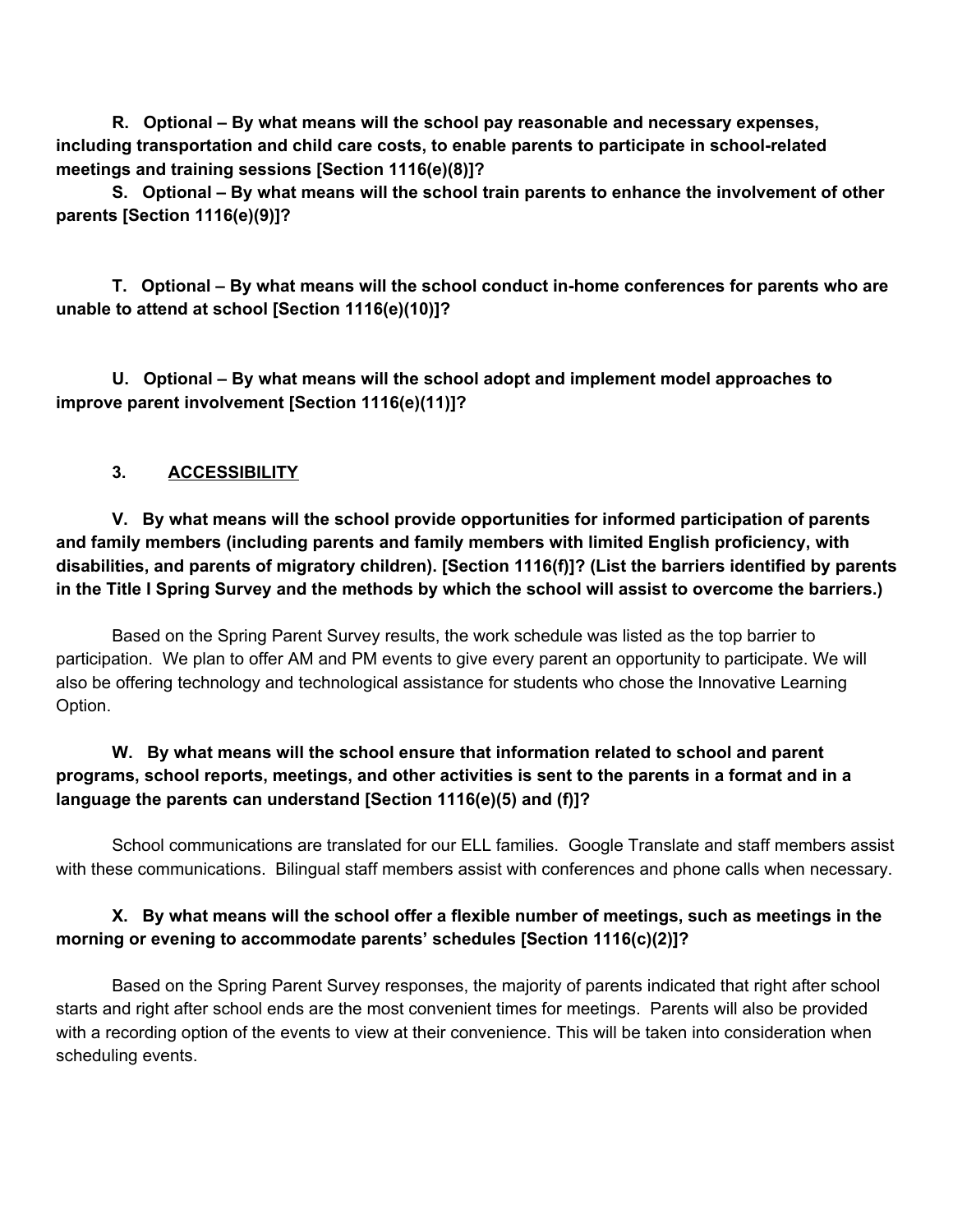**R. Optional – By what means will the school pay reasonable and necessary expenses, including transportation and child care costs, to enable parents to participate in school-related meetings and training sessions [Section 1116(e)(8)]?**

**S. Optional – By what means will the school train parents to enhance the involvement of other parents [Section 1116(e)(9)]?**

**T. Optional – By what means will the school conduct in-home conferences for parents who are unable to attend at school [Section 1116(e)(10)]?**

**U. Optional – By what means will the school adopt and implement model approaches to improve parent involvement [Section 1116(e)(11)]?**

## 3. ACCESSIBILITY

**V. By what means will the school provide opportunities for informed participation of parents and family members (including parents and family members with limited English proficiency, with disabilities, and parents of migratory children). [Section 1116(f)]? (List the barriers identified by parents in the Title I Spring Survey and the methods by which the school will assist to overcome the barriers.)**

Based on the Spring Parent Survey results, the work schedule was listed as the top barrier to participation. We plan to offer AM and PM events to give every parent an opportunity to participate. We will also be offering technology and technological assistance for students who chose the Innovative Learning Option.

**W. By what means will the school ensure that information related to school and parent programs, school reports, meetings, and other activities is sent to the parents in a format and in a language the parents can understand [Section 1116(e)(5) and (f)]?**

School communications are translated for our ELL families. Google Translate and staff members assist with these communications. Bilingual staff members assist with conferences and phone calls when necessary.

**X. By what means will the school offer a flexible number of meetings, such as meetings in the morning or evening to accommodate parents' schedules [Section 1116(c)(2)]?**

Based on the Spring Parent Survey responses, the majority of parents indicated that right after school starts and right after school ends are the most convenient times for meetings. Parents will also be provided with a recording option of the events to view at their convenience. This will be taken into consideration when scheduling events.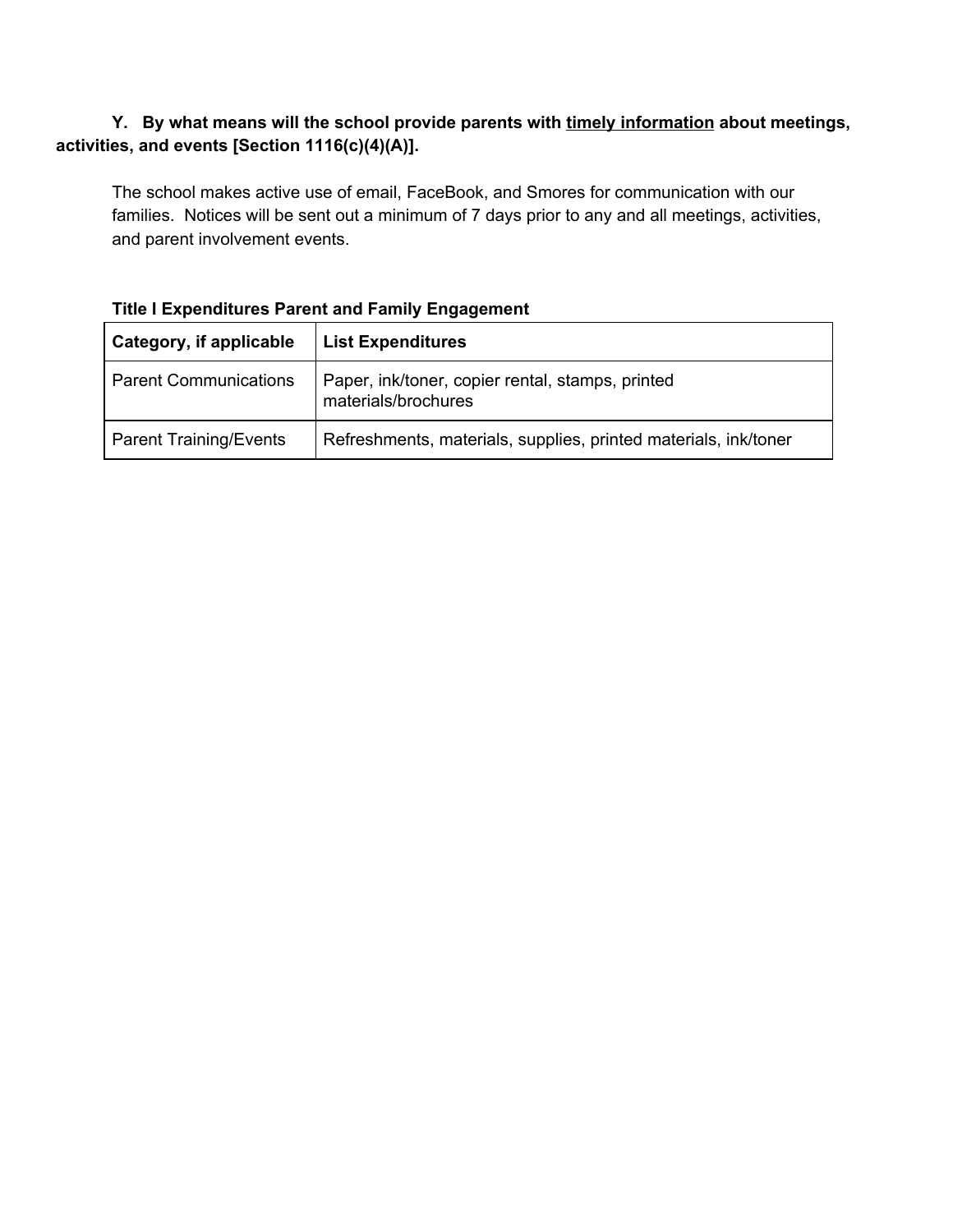**Y. By what means will the school provide parents with timely information about meetings, activities, and events [Section 1116(c)(4)(A)].**

The school makes active use of email, FaceBook, and Smores for communication with our families. Notices will be sent out a minimum of 7 days prior to any and all meetings, activities, and parent involvement events.

**Title I Expenditures Parent and Family Engagement**

| **Category, if applicable** | **List Expenditures** |
|---|---|
| Parent Communications | Paper, ink/toner, copier rental, stamps, printed materials/brochures |
| Parent Training/Events | Refreshments, materials, supplies, printed materials, ink/toner |